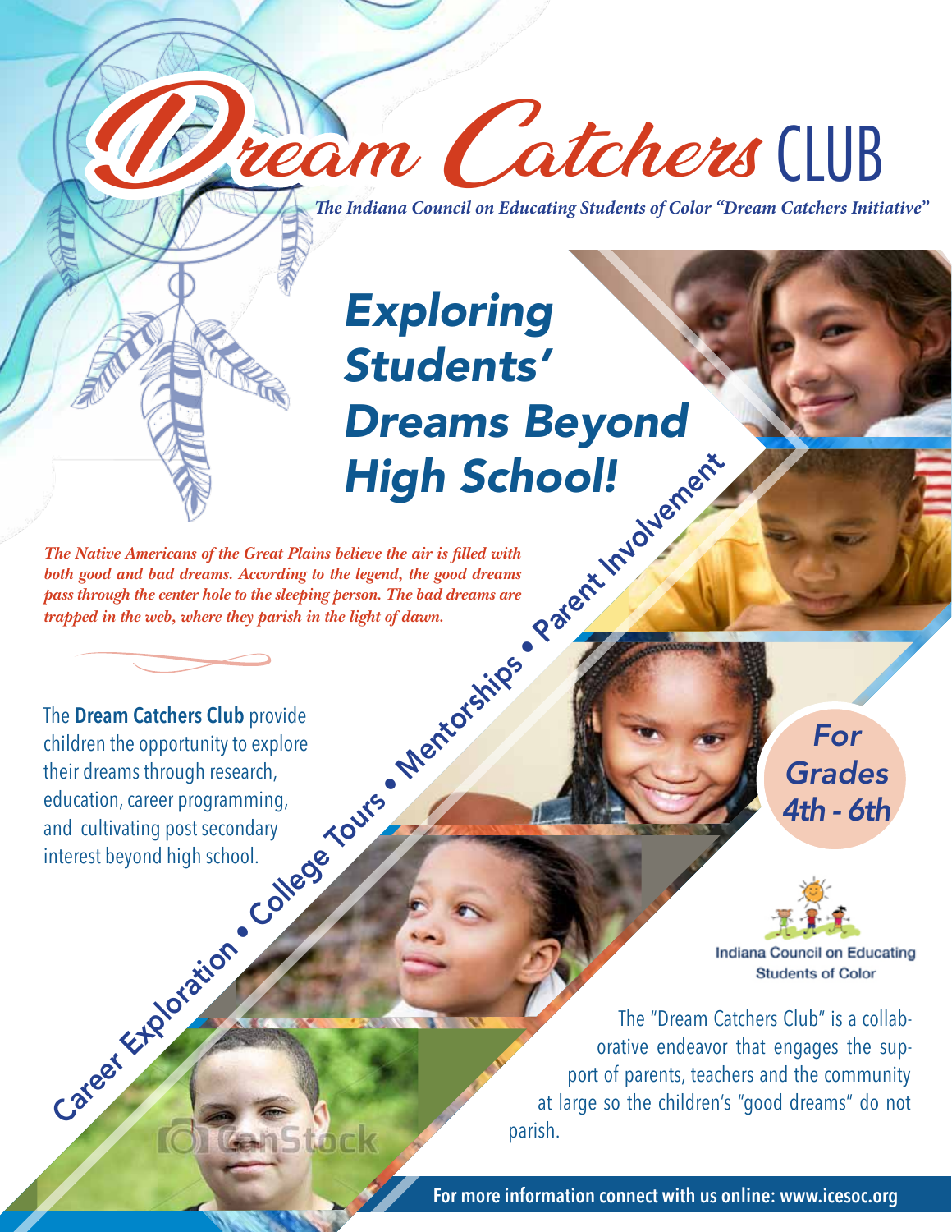# Dream Catchers CLUB

*The Indiana Council on Educating Students of Color "Dream Catchers Initiative"*

## *Exploring Students' Dreams Beyond High School!*

*The Native Americans of the Great Plains believe the air is filled with both good and bad dreams. According to the legend, the good dreams pass through the center hole to the sleeping person. The bad dreams are trapped in the web, where they parish in the light of dawn.*

Career Exploration • College Tours • Mentorships • Parent Involvement

The **Dream Catchers Club** provide children the opportunity to explore their dreams through research, education, career programming, and cultivating post secondary interest beyond high school.

*For Grades 4th - 6th*

Indiana Council on Educating Students of Color

The "Dream Catchers Club" is a collaborative endeavor that engages the support of parents, teachers and the community at large so the children's "good dreams" do not parish.

**For more information connect with us online: www.icesoc.org**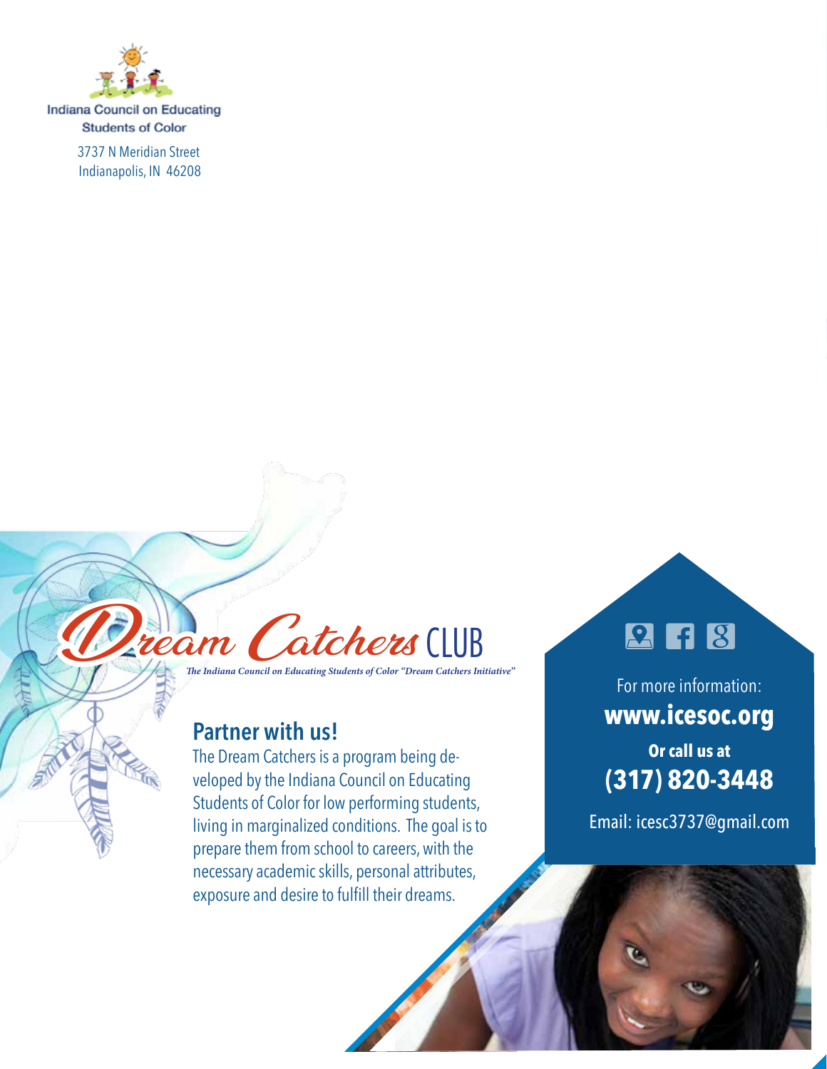Indiana Council on Educating Students of Color

3737 N Meridian Street
Indianapolis, IN 46208

# Dream Catchers CLUB

*The Indiana Council on Educating Students of Color "Dream Catchers Initiative"*

## Partner with us!

The Dream Catchers is a program being developed by the Indiana Council on Educating Students of Color for low performing students, living in marginalized conditions. The goal is to prepare them from school to careers, with the necessary academic skills, personal attributes, exposure and desire to fulfill their dreams.

For more information:

**www.icesoc.org**

**Or call us at**

**(317) 820-3448**

Email: icesc3737@gmail.com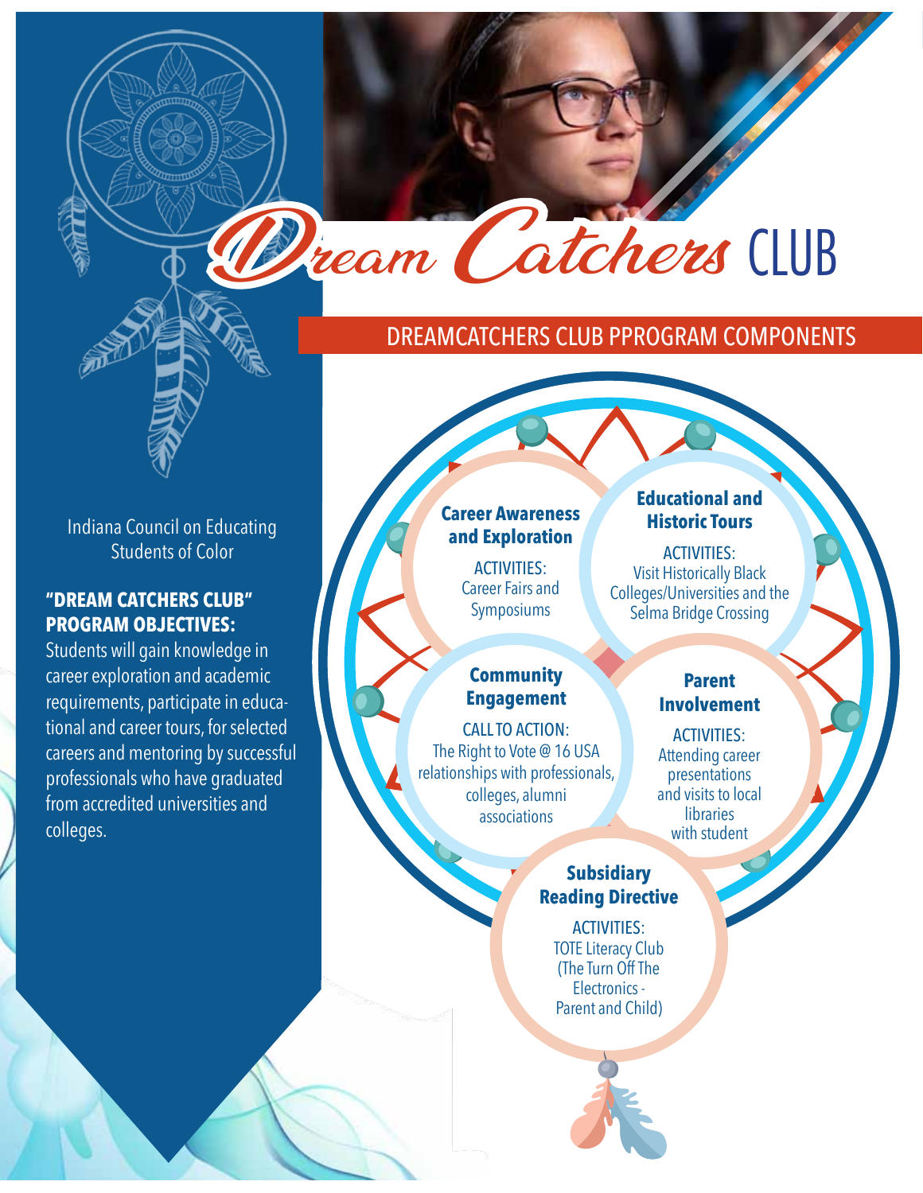# Dream Catchers CLUB

## DREAMCATCHERS CLUB PPROGRAM COMPONENTS

Indiana Council on Educating Students of Color

**"DREAM CATCHERS CLUB" PROGRAM OBJECTIVES:**

Students will gain knowledge in career exploration and academic requirements, participate in educational and career tours, for selected careers and mentoring by successful professionals who have graduated from accredited universities and colleges.

### Career Awareness and Exploration

ACTIVITIES:
Career Fairs and Symposiums

### Educational and Historic Tours

ACTIVITIES:
Visit Historically Black Colleges/Universities and the Selma Bridge Crossing

### Community Engagement

CALL TO ACTION:
The Right to Vote @ 16 USA relationships with professionals, colleges, alumni associations

### Parent Involvement

ACTIVITIES:
Attending career presentations and visits to local libraries with student

### Subsidiary Reading Directive

ACTIVITIES:
TOTE Literacy Club (The Turn Off The Electronics - Parent and Child)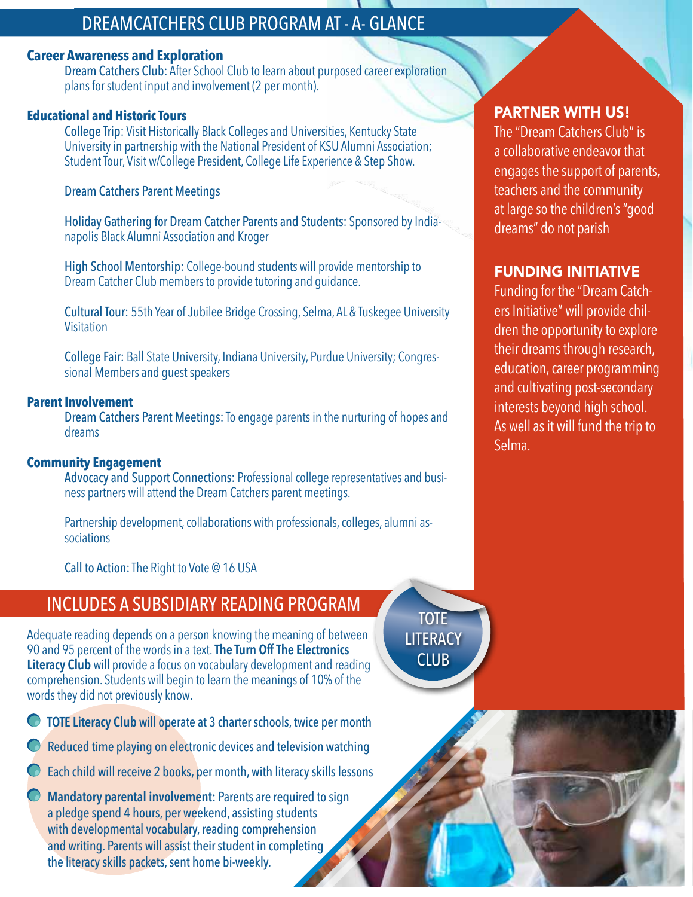# DREAMCATCHERS CLUB PROGRAM AT - A- GLANCE

**Career Awareness and Exploration**

Dream Catchers Club: After School Club to learn about purposed career exploration plans for student input and involvement (2 per month).

**Educational and Historic Tours**

College Trip: Visit Historically Black Colleges and Universities, Kentucky State University in partnership with the National President of KSU Alumni Association; Student Tour, Visit w/College President, College Life Experience & Step Show.

Dream Catchers Parent Meetings

Holiday Gathering for Dream Catcher Parents and Students: Sponsored by Indianapolis Black Alumni Association and Kroger

High School Mentorship: College-bound students will provide mentorship to Dream Catcher Club members to provide tutoring and guidance.

Cultural Tour: 55th Year of Jubilee Bridge Crossing, Selma, AL & Tuskegee University Visitation

College Fair: Ball State University, Indiana University, Purdue University; Congressional Members and guest speakers

**Parent Involvement**

Dream Catchers Parent Meetings: To engage parents in the nurturing of hopes and dreams

**Community Engagement**

Advocacy and Support Connections: Professional college representatives and business partners will attend the Dream Catchers parent meetings.

Partnership development, collaborations with professionals, colleges, alumni associations

Call to Action: The Right to Vote @ 16 USA

## PARTNER WITH US!

The "Dream Catchers Club" is a collaborative endeavor that engages the support of parents, teachers and the community at large so the children's "good dreams" do not parish

## FUNDING INITIATIVE

Funding for the "Dream Catchers Initiative" will provide children the opportunity to explore their dreams through research, education, career programming and cultivating post-secondary interests beyond high school. As well as it will fund the trip to Selma.

## INCLUDES A SUBSIDIARY READING PROGRAM

TOTE LITERACY CLUB

Adequate reading depends on a person knowing the meaning of between 90 and 95 percent of the words in a text. **The Turn Off The Electronics Literacy Club** will provide a focus on vocabulary development and reading comprehension. Students will begin to learn the meanings of 10% of the words they did not previously know.

- **TOTE Literacy Club** will operate at 3 charter schools, twice per month
- Reduced time playing on electronic devices and television watching
- Each child will receive 2 books, per month, with literacy skills lessons
- **Mandatory parental involvement:** Parents are required to sign a pledge spend 4 hours, per weekend, assisting students with developmental vocabulary, reading comprehension and writing. Parents will assist their student in completing the literacy skills packets, sent home bi-weekly.